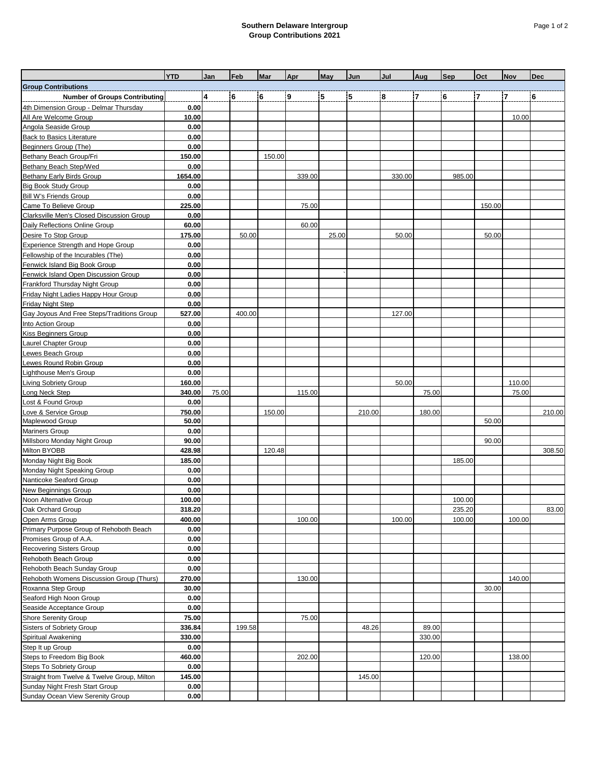# Southern Delaware Intergroup
## Group Contributions 2021

| | YTD | Jan | Feb | Mar | Apr | May | Jun | Jul | Aug | Sep | Oct | Nov | Dec |
|---|---|---|---|---|---|---|---|---|---|---|---|---|---|
| **Group Contributions** | | | | | | | | | | | | | |
| **Number of Groups Contributing** | | 4 | 6 | 6 | 9 | 5 | 5 | 8 | 7 | 6 | 7 | 7 | 6 |
| 4th Dimension Group - Delmar Thursday | 0.00 | | | | | | | | | | | | |
| All Are Welcome Group | 10.00 | | | | | | | | | | | 10.00 | |
| Angola Seaside Group | 0.00 | | | | | | | | | | | | |
| Back to Basics Literature | 0.00 | | | | | | | | | | | | |
| Beginners Group (The) | 0.00 | | | | | | | | | | | | |
| Bethany Beach Group/Fri | 150.00 | | | 150.00 | | | | | | | | | |
| Bethany Beach Step/Wed | 0.00 | | | | | | | | | | | | |
| Bethany Early Birds Group | 1654.00 | | | | 339.00 | | | 330.00 | | 985.00 | | | |
| Big Book Study Group | 0.00 | | | | | | | | | | | | |
| Bill W's Friends Group | 0.00 | | | | | | | | | | | | |
| Came To Believe Group | 225.00 | | | | 75.00 | | | | | | 150.00 | | |
| Clarksville Men's Closed Discussion Group | 0.00 | | | | | | | | | | | | |
| Daily Reflections Online Group | 60.00 | | | | 60.00 | | | | | | | | |
| Desire To Stop Group | 175.00 | | 50.00 | | | 25.00 | | 50.00 | | | 50.00 | | |
| Experience Strength and Hope Group | 0.00 | | | | | | | | | | | | |
| Fellowship of the Incurables (The) | 0.00 | | | | | | | | | | | | |
| Fenwick Island Big Book Group | 0.00 | | | | | | | | | | | | |
| Fenwick Island Open Discussion Group | 0.00 | | | | | ` | | | | | | | |
| Frankford Thursday Night Group | 0.00 | | | | | | | | | | | | |
| Friday Night Ladies Happy Hour Group | 0.00 | | | | | | | | | | | | |
| Friday Night Step | 0.00 | | | | | | | | | | | | |
| Gay Joyous And Free Steps/Traditions Group | 527.00 | | 400.00 | | | | | 127.00 | | | | | |
| Into Action Group | 0.00 | | | | | | | | | | | | |
| Kiss Beginners Group | 0.00 | | | | | | | | | | | | |
| Laurel Chapter Group | 0.00 | | | | | | | | | | | | |
| Lewes Beach Group | 0.00 | | | | | | | | | | | | |
| Lewes Round Robin Group | 0.00 | | | | | | | | | | | | |
| Lighthouse Men's Group | 0.00 | | | | | | | | | | | | |
| Living Sobriety Group | 160.00 | | | | | | | 50.00 | | | | 110.00 | |
| Long Neck Step | 340.00 | 75.00 | | | 115.00 | | | | 75.00 | | | 75.00 | |
| Lost & Found Group | 0.00 | | | | | | | | | | | | |
| Love & Service Group | 750.00 | | | 150.00 | | | 210.00 | | 180.00 | | | | 210.00 |
| Maplewood Group | 50.00 | | | | | | | | | | 50.00 | | |
| Mariners Group | 0.00 | | | | | | | | | | | | |
| Millsboro Monday Night Group | 90.00 | | | | | | | | | | 90.00 | | |
| Milton BYOBB | 428.98 | | | 120.48 | | | | | | | | | 308.50 |
| Monday Night Big Book | 185.00 | | | | | | | | | 185.00 | | | |
| Monday Night Speaking Group | 0.00 | | | | | | | | | | | | |
| Nanticoke Seaford Group | 0.00 | | | | | | | | | | | | |
| New Beginnings Group | 0.00 | | | | | | | | | | | | |
| Noon Alternative Group | 100.00 | | | | | | | | | 100.00 | | | |
| Oak Orchard Group | 318.20 | | | | | | | | | 235.20 | | | 83.00 |
| Open Arms Group | 400.00 | | | | 100.00 | | | 100.00 | | 100.00 | | 100.00 | |
| Primary Purpose Group of Rehoboth Beach | 0.00 | | | | | | | | | | | | |
| Promises Group of A.A. | 0.00 | | | | | | | | | | | | |
| Recovering Sisters Group | 0.00 | | | | | | | | | | | | |
| Rehoboth Beach Group | 0.00 | | | | | | | | | | | | |
| Rehoboth Beach Sunday Group | 0.00 | | | | | | | | | | | | |
| Rehoboth Womens Discussion Group (Thurs) | 270.00 | | | | 130.00 | | | | | | | 140.00 | |
| Roxanna Step Group | 30.00 | | | | | | | | | | 30.00 | | |
| Seaford High Noon Group | 0.00 | | | | | | | | | | | | |
| Seaside Acceptance Group | 0.00 | | | | | | | | | | | | |
| Shore Serenity Group | 75.00 | | | | 75.00 | | | | | | | | |
| Sisters of Sobriety Group | 336.84 | | 199.58 | | | | 48.26 | | 89.00 | | | | |
| Spiritual Awakening | 330.00 | | | | | | | | 330.00 | | | | |
| Step It up Group | 0.00 | | | | | | | | | | | | |
| Steps to Freedom Big Book | 460.00 | | | | 202.00 | | | | 120.00 | | | 138.00 | |
| Steps To Sobriety Group | 0.00 | | | | | | | | | | | | |
| Straight from Twelve & Twelve Group, Milton | 145.00 | | | | | | 145.00 | | | | | | |
| Sunday Night Fresh Start Group | 0.00 | | | | | | | | | | | | |
| Sunday Ocean View Serenity Group | 0.00 | | | | | | | | | | | | |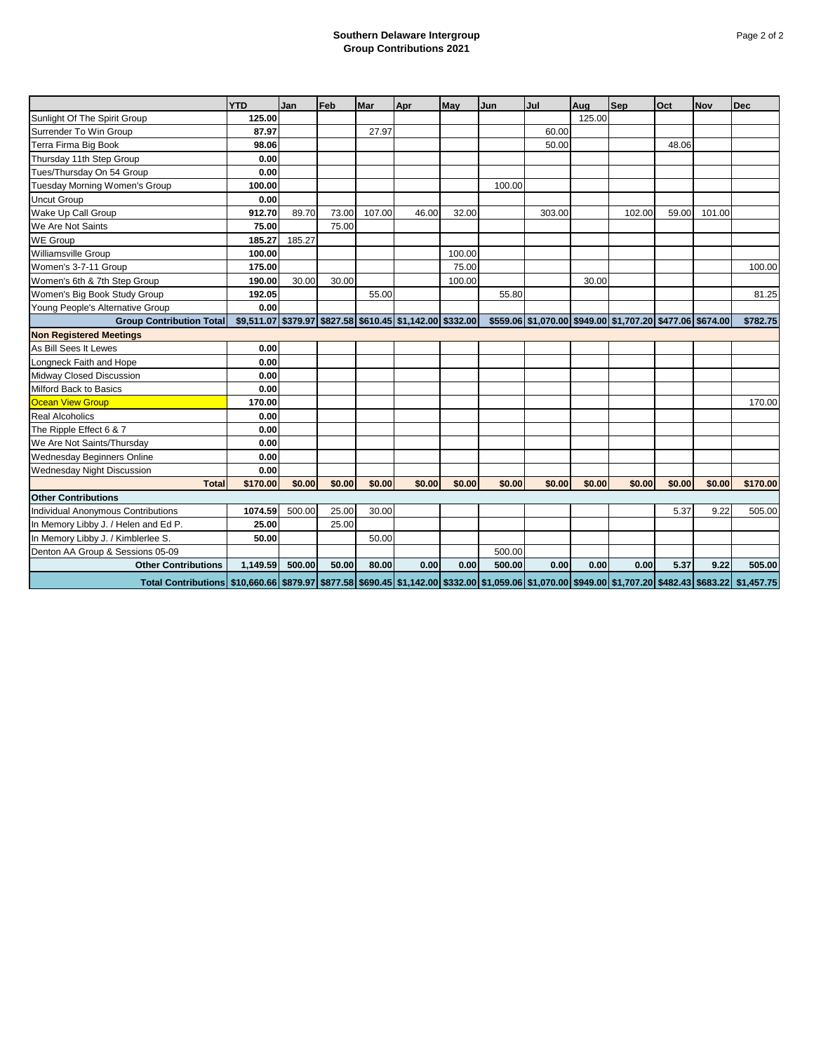**Southern Delaware Intergroup**
**Group Contributions 2021**

| | YTD | Jan | Feb | Mar | Apr | May | Jun | Jul | Aug | Sep | Oct | Nov | Dec |
|---|---|---|---|---|---|---|---|---|---|---|---|---|---|
| Sunlight Of The Spirit Group | 125.00 | | | | | | | | 125.00 | | | | |
| Surrender To Win Group | 87.97 | | | 27.97 | | | | 60.00 | | | | | |
| Terra Firma Big Book | 98.06 | | | | | | | 50.00 | | | 48.06 | | |
| Thursday 11th Step Group | 0.00 | | | | | | | | | | | | |
| Tues/Thursday On 54 Group | 0.00 | | | | | | | | | | | | |
| Tuesday Morning Women's Group | 100.00 | | | | | | 100.00 | | | | | | |
| Uncut Group | 0.00 | | | | | | | | | | | | |
| Wake Up Call Group | 912.70 | 89.70 | 73.00 | 107.00 | 46.00 | 32.00 | | 303.00 | | 102.00 | 59.00 | 101.00 | |
| We Are Not Saints | 75.00 | | 75.00 | | | | | | | | | | |
| WE Group | 185.27 | 185.27 | | | | | | | | | | | |
| Williamsville Group | 100.00 | | | | | 100.00 | | | | | | | |
| Women's 3-7-11 Group | 175.00 | | | | | 75.00 | | | | | | | 100.00 |
| Women's 6th & 7th Step Group | 190.00 | 30.00 | 30.00 | | | 100.00 | | | 30.00 | | | | |
| Women's Big Book Study Group | 192.05 | | | 55.00 | | | 55.80 | | | | | | 81.25 |
| Young People's Alternative Group | 0.00 | | | | | | | | | | | | |
| **Group Contribution Total** | **$9,511.07** | **$379.97** | **$827.58** | **$610.45** | **$1,142.00** | **$332.00** | **$559.06** | **$1,070.00** | **$949.00** | **$1,707.20** | **$477.06** | **$674.00** | **$782.75** |
| **Non Registered Meetings** | | | | | | | | | | | | | |
| As Bill Sees It Lewes | 0.00 | | | | | | | | | | | | |
| Longneck Faith and Hope | 0.00 | | | | | | | | | | | | |
| Midway Closed Discussion | 0.00 | | | | | | | | | | | | |
| Milford Back to Basics | 0.00 | | | | | | | | | | | | |
| Ocean View Group | 170.00 | | | | | | | | | | | | 170.00 |
| Real Alcoholics | 0.00 | | | | | | | | | | | | |
| The Ripple Effect 6 & 7 | 0.00 | | | | | | | | | | | | |
| We Are Not Saints/Thursday | 0.00 | | | | | | | | | | | | |
| Wednesday Beginners Online | 0.00 | | | | | | | | | | | | |
| Wednesday Night Discussion | 0.00 | | | | | | | | | | | | |
| **Total** | **$170.00** | **$0.00** | **$0.00** | **$0.00** | **$0.00** | **$0.00** | **$0.00** | **$0.00** | **$0.00** | **$0.00** | **$0.00** | **$0.00** | **$170.00** |
| **Other Contributions** | | | | | | | | | | | | | |
| Individual Anonymous Contributions | 1074.59 | 500.00 | 25.00 | 30.00 | | | | | | | 5.37 | 9.22 | 505.00 |
| In Memory Libby J. / Helen and Ed P. | 25.00 | | 25.00 | | | | | | | | | | |
| In Memory Libby J. / Kimblerlee S. | 50.00 | | | 50.00 | | | | | | | | | |
| Denton AA Group & Sessions 05-09 | | | | | | | 500.00 | | | | | | |
| **Other Contributions** | **1,149.59** | **500.00** | **50.00** | **80.00** | **0.00** | **0.00** | **500.00** | **0.00** | **0.00** | **0.00** | **5.37** | **9.22** | **505.00** |
| **Total Contributions** | **$10,660.66** | **$879.97** | **$877.58** | **$690.45** | **$1,142.00** | **$332.00** | **$1,059.06** | **$1,070.00** | **$949.00** | **$1,707.20** | **$482.43** | **$683.22** | **$1,457.75** |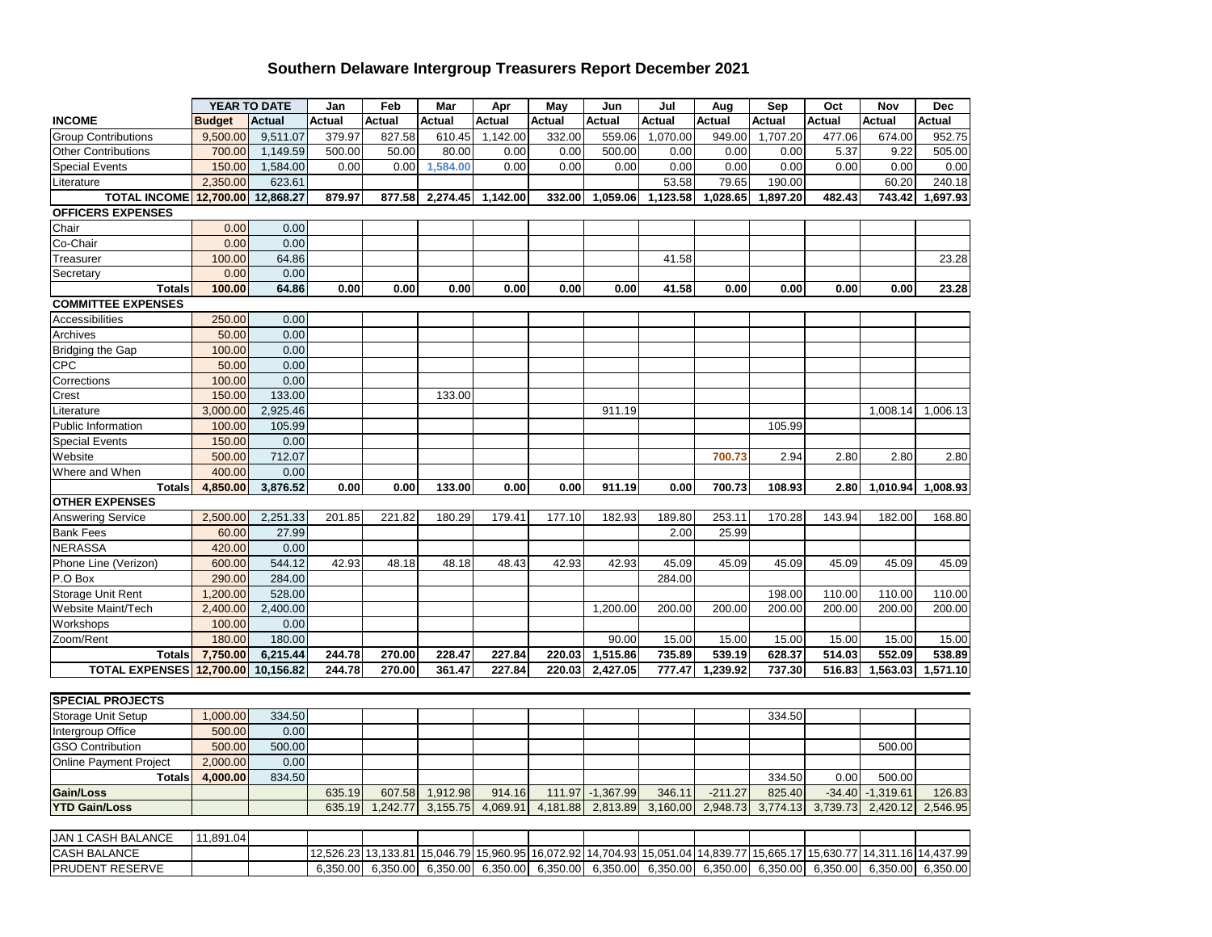# Southern Delaware Intergroup Treasurers Report December 2021

| | YEAR TO DATE | | Jan | Feb | Mar | Apr | May | Jun | Jul | Aug | Sep | Oct | Nov | Dec |
|---|---|---|---|---|---|---|---|---|---|---|---|---|---|---|
| **INCOME** | **Budget** | **Actual** | **Actual** | **Actual** | **Actual** | **Actual** | **Actual** | **Actual** | **Actual** | **Actual** | **Actual** | **Actual** | **Actual** | **Actual** |
| Group Contributions | 9,500.00 | 9,511.07 | 379.97 | 827.58 | 610.45 | 1,142.00 | 332.00 | 559.06 | 1,070.00 | 949.00 | 1,707.20 | 477.06 | 674.00 | 952.75 |
| Other Contributions | 700.00 | 1,149.59 | 500.00 | 50.00 | 80.00 | 0.00 | 0.00 | 500.00 | 0.00 | 0.00 | 0.00 | 5.37 | 9.22 | 505.00 |
| Special Events | 150.00 | 1,584.00 | 0.00 | 0.00 | 1,584.00 | 0.00 | 0.00 | 0.00 | 0.00 | 0.00 | 0.00 | 0.00 | 0.00 | 0.00 |
| Literature | 2,350.00 | 623.61 | | | | | | | 53.58 | 79.65 | 190.00 | | 60.20 | 240.18 |
| **TOTAL INCOME** | **12,700.00** | **12,868.27** | **879.97** | **877.58** | **2,274.45** | **1,142.00** | **332.00** | **1,059.06** | **1,123.58** | **1,028.65** | **1,897.20** | **482.43** | **743.42** | **1,697.93** |
| **OFFICERS EXPENSES** | | | | | | | | | | | | | | |
| Chair | 0.00 | 0.00 | | | | | | | | | | | | |
| Co-Chair | 0.00 | 0.00 | | | | | | | | | | | | |
| Treasurer | 100.00 | 64.86 | | | | | | | 41.58 | | | | | 23.28 |
| Secretary | 0.00 | 0.00 | | | | | | | | | | | | |
| **Totals** | **100.00** | **64.86** | **0.00** | **0.00** | **0.00** | **0.00** | **0.00** | **0.00** | **41.58** | **0.00** | **0.00** | **0.00** | **0.00** | **23.28** |
| **COMMITTEE EXPENSES** | | | | | | | | | | | | | | |
| Accessibilities | 250.00 | 0.00 | | | | | | | | | | | | |
| Archives | 50.00 | 0.00 | | | | | | | | | | | | |
| Bridging the Gap | 100.00 | 0.00 | | | | | | | | | | | | |
| CPC | 50.00 | 0.00 | | | | | | | | | | | | |
| Corrections | 100.00 | 0.00 | | | | | | | | | | | | |
| Crest | 150.00 | 133.00 | | | 133.00 | | | | | | | | | |
| Literature | 3,000.00 | 2,925.46 | | | | | | 911.19 | | | | | 1,008.14 | 1,006.13 |
| Public Information | 100.00 | 105.99 | | | | | | | | | 105.99 | | | |
| Special Events | 150.00 | 0.00 | | | | | | | | | | | | |
| Website | 500.00 | 712.07 | | | | | | | | 700.73 | 2.94 | 2.80 | 2.80 | 2.80 |
| Where and When | 400.00 | 0.00 | | | | | | | | | | | | |
| **Totals** | **4,850.00** | **3,876.52** | **0.00** | **0.00** | **133.00** | **0.00** | **0.00** | **911.19** | **0.00** | **700.73** | **108.93** | **2.80** | **1,010.94** | **1,008.93** |
| **OTHER EXPENSES** | | | | | | | | | | | | | | |
| Answering Service | 2,500.00 | 2,251.33 | 201.85 | 221.82 | 180.29 | 179.41 | 177.10 | 182.93 | 189.80 | 253.11 | 170.28 | 143.94 | 182.00 | 168.80 |
| Bank Fees | 60.00 | 27.99 | | | | | | | 2.00 | 25.99 | | | | |
| NERASSA | 420.00 | 0.00 | | | | | | | | | | | | |
| Phone Line (Verizon) | 600.00 | 544.12 | 42.93 | 48.18 | 48.18 | 48.43 | 42.93 | 42.93 | 45.09 | 45.09 | 45.09 | 45.09 | 45.09 | 45.09 |
| P.O Box | 290.00 | 284.00 | | | | | | | 284.00 | | | | | |
| Storage Unit Rent | 1,200.00 | 528.00 | | | | | | | | | 198.00 | 110.00 | 110.00 | 110.00 |
| Website Maint/Tech | 2,400.00 | 2,400.00 | | | | | | 1,200.00 | 200.00 | 200.00 | 200.00 | 200.00 | 200.00 | 200.00 |
| Workshops | 100.00 | 0.00 | | | | | | | | | | | | |
| Zoom/Rent | 180.00 | 180.00 | | | | | | 90.00 | 15.00 | 15.00 | 15.00 | 15.00 | 15.00 | 15.00 |
| **Totals** | **7,750.00** | **6,215.44** | **244.78** | **270.00** | **228.47** | **227.84** | **220.03** | **1,515.86** | **735.89** | **539.19** | **628.37** | **514.03** | **552.09** | **538.89** |
| **TOTAL EXPENSES** | **12,700.00** | **10,156.82** | **244.78** | **270.00** | **361.47** | **227.84** | **220.03** | **2,427.05** | **777.47** | **1,239.92** | **737.30** | **516.83** | **1,563.03** | **1,571.10** |

| SPECIAL PROJECTS | | | | | | | | | | | | | | |
|---|---|---|---|---|---|---|---|---|---|---|---|---|---|---|
| Storage Unit Setup | 1,000.00 | 334.50 | | | | | | | | | 334.50 | | | |
| Intergroup Office | 500.00 | 0.00 | | | | | | | | | | | | |
| GSO Contribution | 500.00 | 500.00 | | | | | | | | | | | 500.00 | |
| Online Payment Project | 2,000.00 | 0.00 | | | | | | | | | | | | |
| **Totals** | **4,000.00** | 834.50 | | | | | | | | | 334.50 | 0.00 | 500.00 | |
| **Gain/Loss** | | | 635.19 | 607.58 | 1,912.98 | 914.16 | 111.97 | -1,367.99 | 346.11 | -211.27 | 825.40 | -34.40 | -1,319.61 | 126.83 |
| **YTD Gain/Loss** | | | 635.19 | 1,242.77 | 3,155.75 | 4,069.91 | 4,181.88 | 2,813.89 | 3,160.00 | 2,948.73 | 3,774.13 | 3,739.73 | 2,420.12 | 2,546.95 |

| JAN 1 CASH BALANCE | 11,891.04 | | | | | | | | | | | | | |
|---|---|---|---|---|---|---|---|---|---|---|---|---|---|---|
| CASH BALANCE | | | 12,526.23 | 13,133.81 | 15,046.79 | 15,960.95 | 16,072.92 | 14,704.93 | 15,051.04 | 14,839.77 | 15,665.17 | 15,630.77 | 14,311.16 | 14,437.99 |
| PRUDENT RESERVE | | | 6,350.00 | 6,350.00 | 6,350.00 | 6,350.00 | 6,350.00 | 6,350.00 | 6,350.00 | 6,350.00 | 6,350.00 | 6,350.00 | 6,350.00 | 6,350.00 |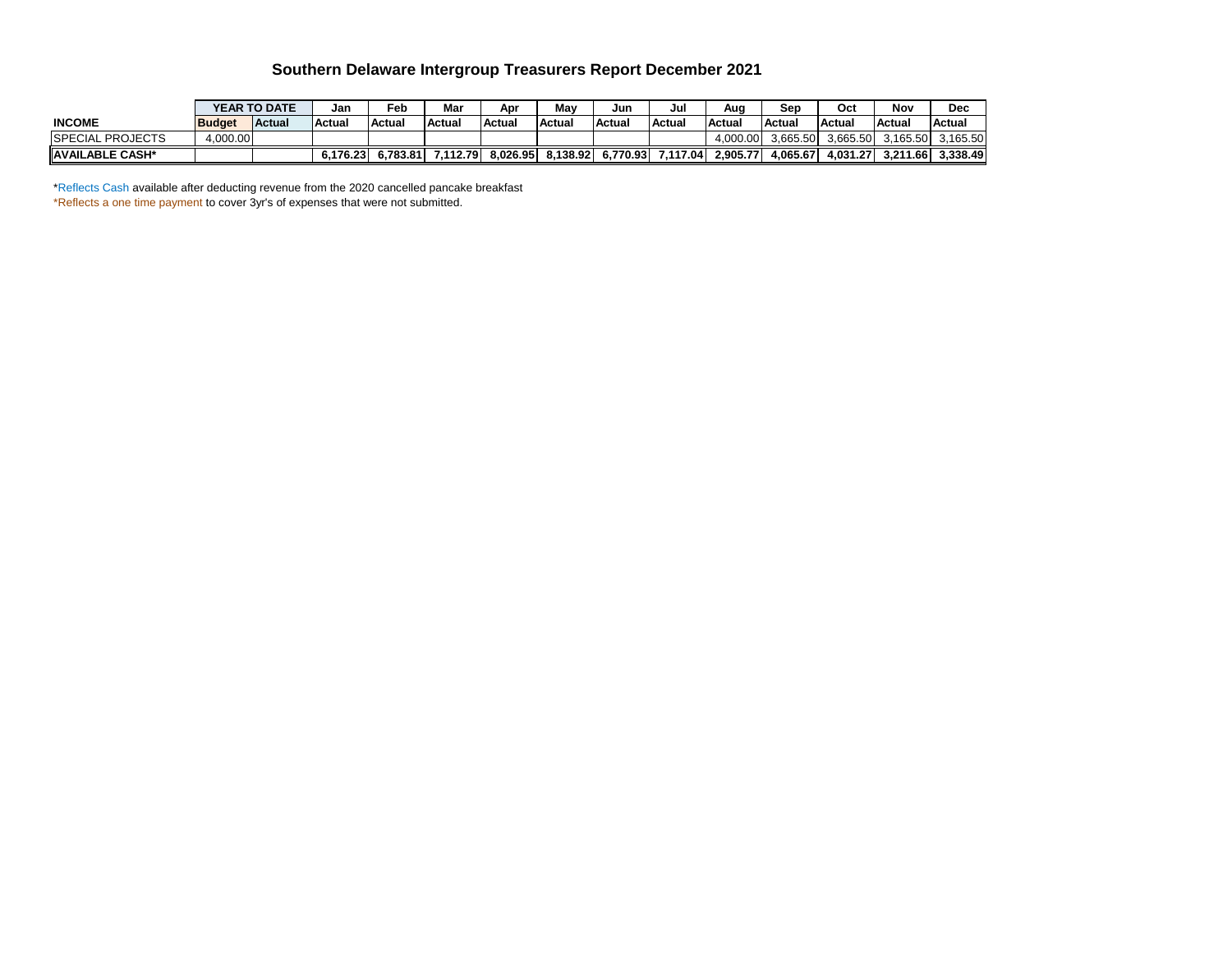## Southern Delaware Intergroup Treasurers Report December 2021

| | YEAR TO DATE | | Jan | Feb | Mar | Apr | May | Jun | Jul | Aug | Sep | Oct | Nov | Dec |
|---|---|---|---|---|---|---|---|---|---|---|---|---|---|---|
| **INCOME** | **Budget** | **Actual** | **Actual** | **Actual** | **Actual** | **Actual** | **Actual** | **Actual** | **Actual** | **Actual** | **Actual** | **Actual** | **Actual** | **Actual** |
| SPECIAL PROJECTS | 4,000.00 | | | | | | | | | 4,000.00 | 3,665.50 | 3,665.50 | 3,165.50 | 3,165.50 |
| **AVAILABLE CASH*** | | | **6,176.23** | **6,783.81** | **7,112.79** | **8,026.95** | **8,138.92** | **6,770.93** | **7,117.04** | **2,905.77** | **4,065.67** | **4,031.27** | **3,211.66** | **3,338.49** |

*Reflects Cash available after deducting revenue from the 2020 cancelled pancake breakfast

*Reflects a one time payment to cover 3yr's of expenses that were not submitted.